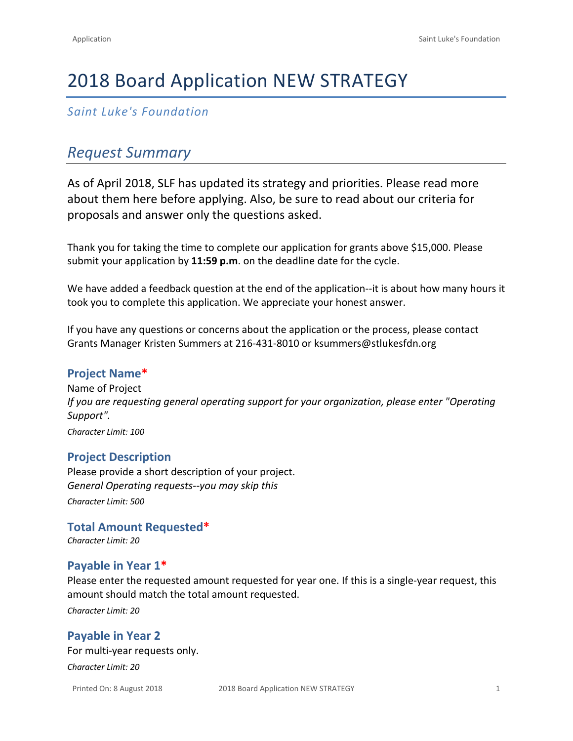# 2018 Board Application NEW STRATEGY

*Saint Luke's Foundation*

## *Request Summary*

As of April 2018, SLF has updated its strategy and priorities. Please read more about them here before applying. Also, be sure to read about our criteria for proposals and answer only the questions asked.

Thank you for taking the time to complete our application for grants above $15,000. Please submit your application by **11:59 p.m**. on the deadline date for the cycle.

We have added a feedback question at the end of the application--it is about how many hours it took you to complete this application. We appreciate your honest answer.

If you have any questions or concerns about the application or the process, please contact Grants Manager Kristen Summers at 216-431-8010 or ksummers@stlukesfdn.org

### Project Name*

Name of Project

*If you are requesting general operating support for your organization, please enter "Operating Support".*

*Character Limit: 100*

### Project Description

Please provide a short description of your project.

*General Operating requests--you may skip this*

*Character Limit: 500*

### Total Amount Requested*

*Character Limit: 20*

### Payable in Year 1*

Please enter the requested amount requested for year one. If this is a single-year request, this amount should match the total amount requested.

*Character Limit: 20*

### Payable in Year 2

For multi-year requests only.

*Character Limit: 20*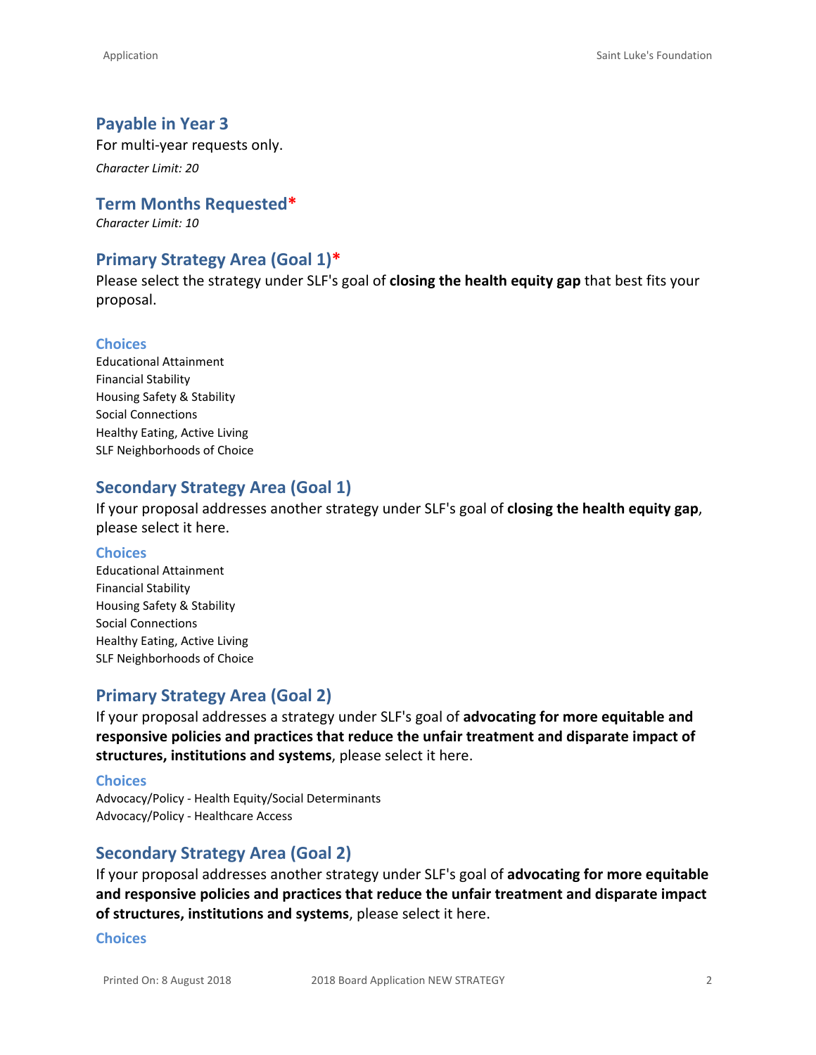## Payable in Year 3

For multi-year requests only.

*Character Limit: 20*

## Term Months Requested*

*Character Limit: 10*

## Primary Strategy Area (Goal 1)*

Please select the strategy under SLF's goal of **closing the health equity gap** that best fits your proposal.

### Choices

Educational Attainment
Financial Stability
Housing Safety & Stability
Social Connections
Healthy Eating, Active Living
SLF Neighborhoods of Choice

## Secondary Strategy Area (Goal 1)

If your proposal addresses another strategy under SLF's goal of **closing the health equity gap**, please select it here.

### Choices

Educational Attainment
Financial Stability
Housing Safety & Stability
Social Connections
Healthy Eating, Active Living
SLF Neighborhoods of Choice

## Primary Strategy Area (Goal 2)

If your proposal addresses a strategy under SLF's goal of **advocating for more equitable and responsive policies and practices that reduce the unfair treatment and disparate impact of structures, institutions and systems**, please select it here.

### Choices

Advocacy/Policy - Health Equity/Social Determinants
Advocacy/Policy - Healthcare Access

## Secondary Strategy Area (Goal 2)

If your proposal addresses another strategy under SLF's goal of **advocating for more equitable and responsive policies and practices that reduce the unfair treatment and disparate impact of structures, institutions and systems**, please select it here.

### Choices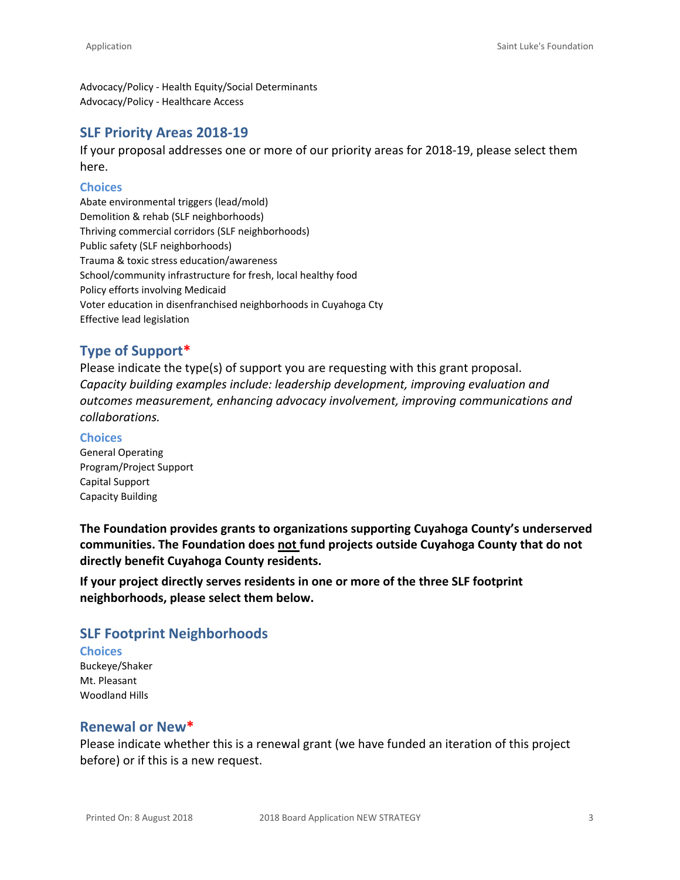Advocacy/Policy - Health Equity/Social Determinants
Advocacy/Policy - Healthcare Access

## SLF Priority Areas 2018-19

If your proposal addresses one or more of our priority areas for 2018-19, please select them here.

### Choices

Abate environmental triggers (lead/mold)
Demolition & rehab (SLF neighborhoods)
Thriving commercial corridors (SLF neighborhoods)
Public safety (SLF neighborhoods)
Trauma & toxic stress education/awareness
School/community infrastructure for fresh, local healthy food
Policy efforts involving Medicaid
Voter education in disenfranchised neighborhoods in Cuyahoga Cty
Effective lead legislation

## Type of Support*

Please indicate the type(s) of support you are requesting with this grant proposal.
*Capacity building examples include: leadership development, improving evaluation and outcomes measurement, enhancing advocacy involvement, improving communications and collaborations.*

### Choices

General Operating
Program/Project Support
Capital Support
Capacity Building

**The Foundation provides grants to organizations supporting Cuyahoga County's underserved communities. The Foundation does not fund projects outside Cuyahoga County that do not directly benefit Cuyahoga County residents.**

**If your project directly serves residents in one or more of the three SLF footprint neighborhoods, please select them below.**

## SLF Footprint Neighborhoods

### Choices

Buckeye/Shaker
Mt. Pleasant
Woodland Hills

## Renewal or New*

Please indicate whether this is a renewal grant (we have funded an iteration of this project before) or if this is a new request.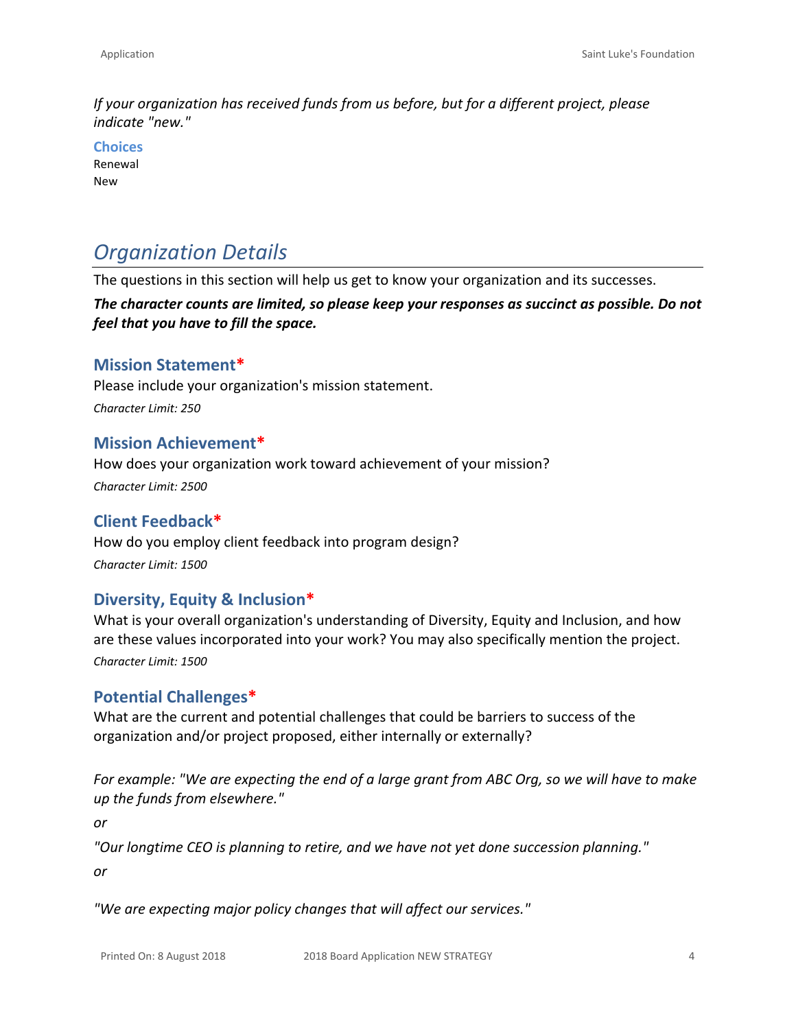*If your organization has received funds from us before, but for a different project, please indicate "new."*

**Choices**

Renewal
New

## *Organization Details*

The questions in this section will help us get to know your organization and its successes.

***The character counts are limited, so please keep your responses as succinct as possible. Do not feel that you have to fill the space.***

### Mission Statement*

Please include your organization's mission statement.

*Character Limit: 250*

### Mission Achievement*

How does your organization work toward achievement of your mission?

*Character Limit: 2500*

### Client Feedback*

How do you employ client feedback into program design?

*Character Limit: 1500*

### Diversity, Equity & Inclusion*

What is your overall organization's understanding of Diversity, Equity and Inclusion, and how are these values incorporated into your work? You may also specifically mention the project.

*Character Limit: 1500*

### Potential Challenges*

What are the current and potential challenges that could be barriers to success of the organization and/or project proposed, either internally or externally?

*For example: "We are expecting the end of a large grant from ABC Org, so we will have to make up the funds from elsewhere."*

*or*

*"Our longtime CEO is planning to retire, and we have not yet done succession planning."*

*or*

*"We are expecting major policy changes that will affect our services."*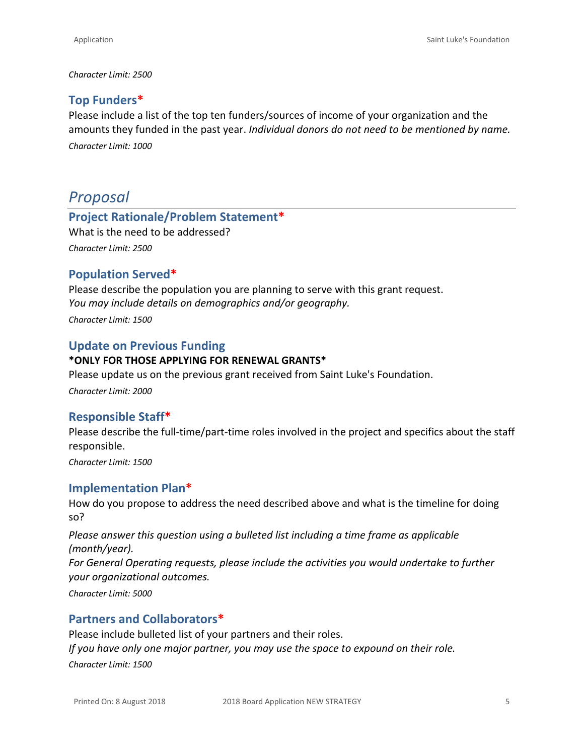*Character Limit: 2500*

### Top Funders*

Please include a list of the top ten funders/sources of income of your organization and the amounts they funded in the past year. *Individual donors do not need to be mentioned by name.*

*Character Limit: 1000*

## *Proposal*

### Project Rationale/Problem Statement*

What is the need to be addressed?

*Character Limit: 2500*

### Population Served*

Please describe the population you are planning to serve with this grant request.
*You may include details on demographics and/or geography.*

*Character Limit: 1500*

### Update on Previous Funding

**\*ONLY FOR THOSE APPLYING FOR RENEWAL GRANTS\***

Please update us on the previous grant received from Saint Luke's Foundation.

*Character Limit: 2000*

### Responsible Staff*

Please describe the full-time/part-time roles involved in the project and specifics about the staff responsible.

*Character Limit: 1500*

### Implementation Plan*

How do you propose to address the need described above and what is the timeline for doing so?

*Please answer this question using a bulleted list including a time frame as applicable (month/year).*
*For General Operating requests, please include the activities you would undertake to further your organizational outcomes.*

*Character Limit: 5000*

### Partners and Collaborators*

Please include bulleted list of your partners and their roles.
*If you have only one major partner, you may use the space to expound on their role.*

*Character Limit: 1500*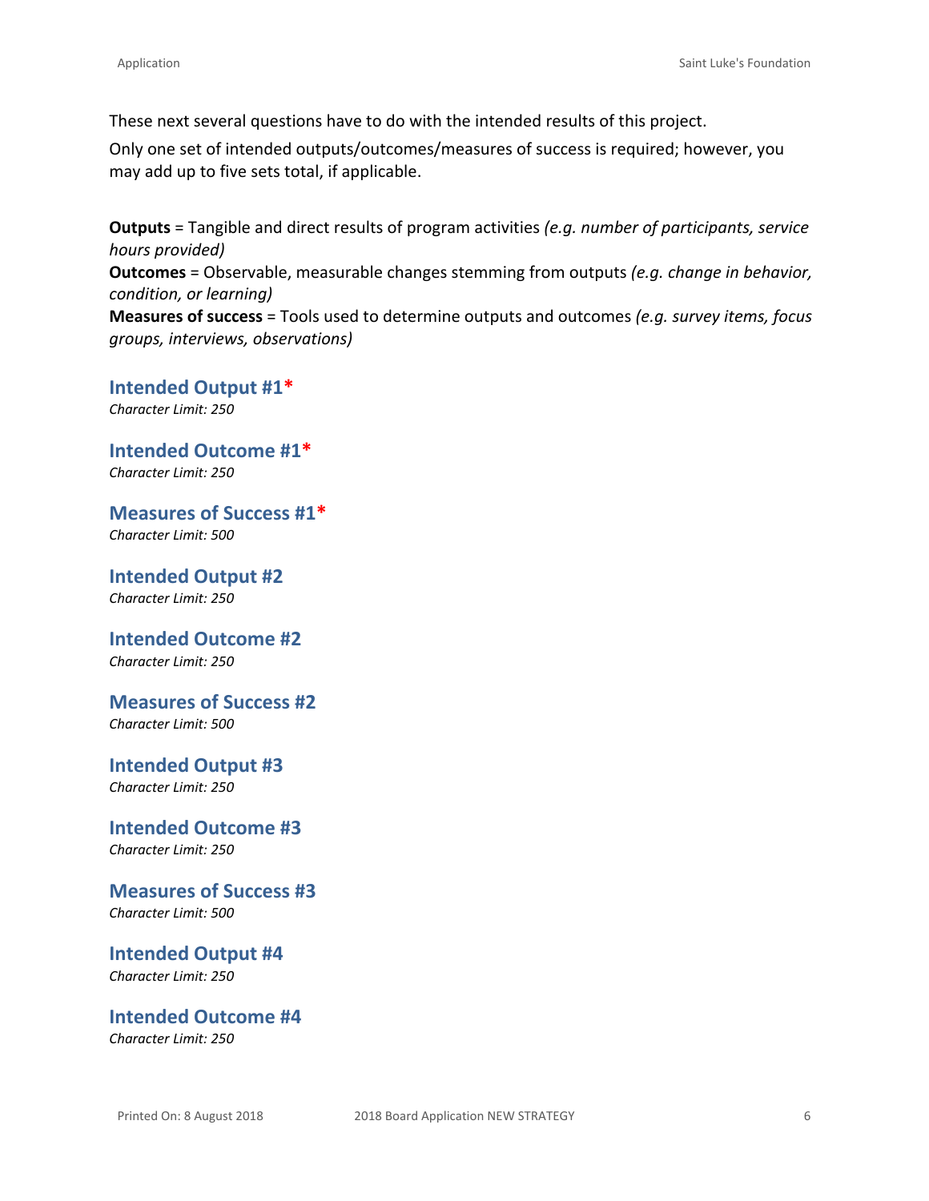These next several questions have to do with the intended results of this project.

Only one set of intended outputs/outcomes/measures of success is required; however, you may add up to five sets total, if applicable.

**Outputs** = Tangible and direct results of program activities *(e.g. number of participants, service hours provided)*
**Outcomes** = Observable, measurable changes stemming from outputs *(e.g. change in behavior, condition, or learning)*
**Measures of success** = Tools used to determine outputs and outcomes *(e.g. survey items, focus groups, interviews, observations)*

### Intended Output #1*
*Character Limit: 250*

### Intended Outcome #1*
*Character Limit: 250*

### Measures of Success #1*
*Character Limit: 500*

### Intended Output #2
*Character Limit: 250*

### Intended Outcome #2
*Character Limit: 250*

### Measures of Success #2
*Character Limit: 500*

### Intended Output #3
*Character Limit: 250*

### Intended Outcome #3
*Character Limit: 250*

### Measures of Success #3
*Character Limit: 500*

### Intended Output #4
*Character Limit: 250*

### Intended Outcome #4
*Character Limit: 250*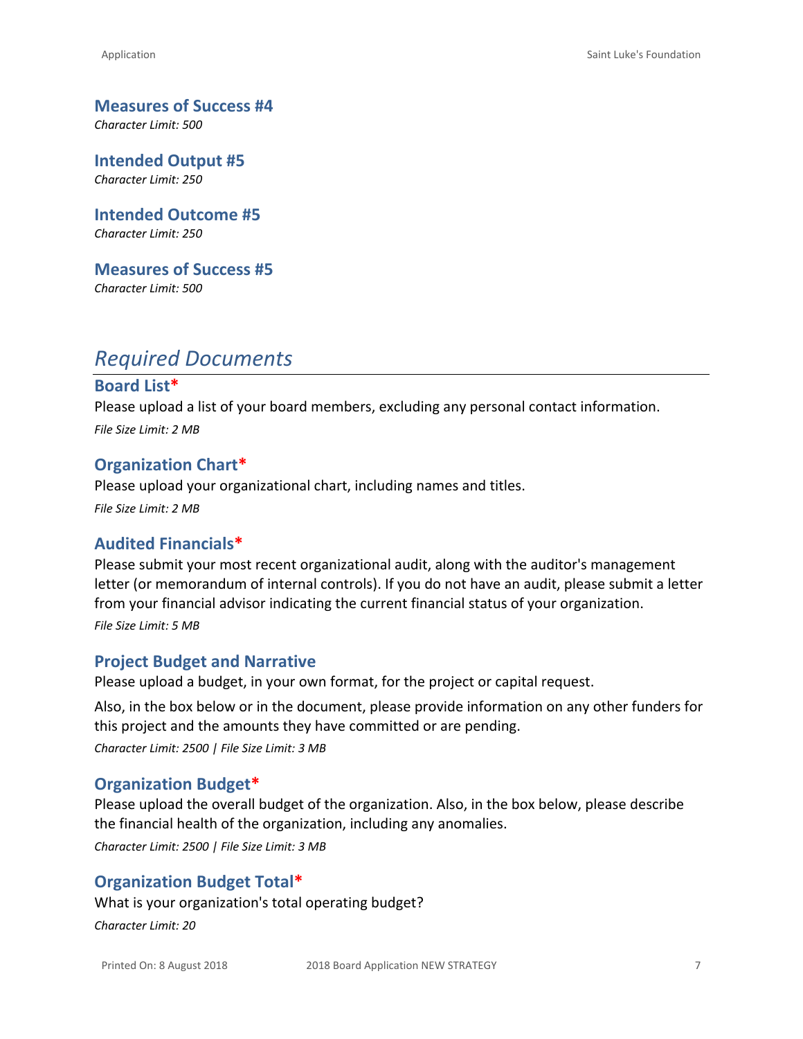### Measures of Success #4
*Character Limit: 500*

### Intended Output #5
*Character Limit: 250*

### Intended Outcome #5
*Character Limit: 250*

### Measures of Success #5
*Character Limit: 500*

## *Required Documents*

### Board List*
Please upload a list of your board members, excluding any personal contact information.

*File Size Limit: 2 MB*

### Organization Chart*
Please upload your organizational chart, including names and titles.

*File Size Limit: 2 MB*

### Audited Financials*
Please submit your most recent organizational audit, along with the auditor's management letter (or memorandum of internal controls). If you do not have an audit, please submit a letter from your financial advisor indicating the current financial status of your organization.

*File Size Limit: 5 MB*

### Project Budget and Narrative
Please upload a budget, in your own format, for the project or capital request.

Also, in the box below or in the document, please provide information on any other funders for this project and the amounts they have committed or are pending.

*Character Limit: 2500 | File Size Limit: 3 MB*

### Organization Budget*
Please upload the overall budget of the organization. Also, in the box below, please describe the financial health of the organization, including any anomalies.

*Character Limit: 2500 | File Size Limit: 3 MB*

### Organization Budget Total*
What is your organization's total operating budget?

*Character Limit: 20*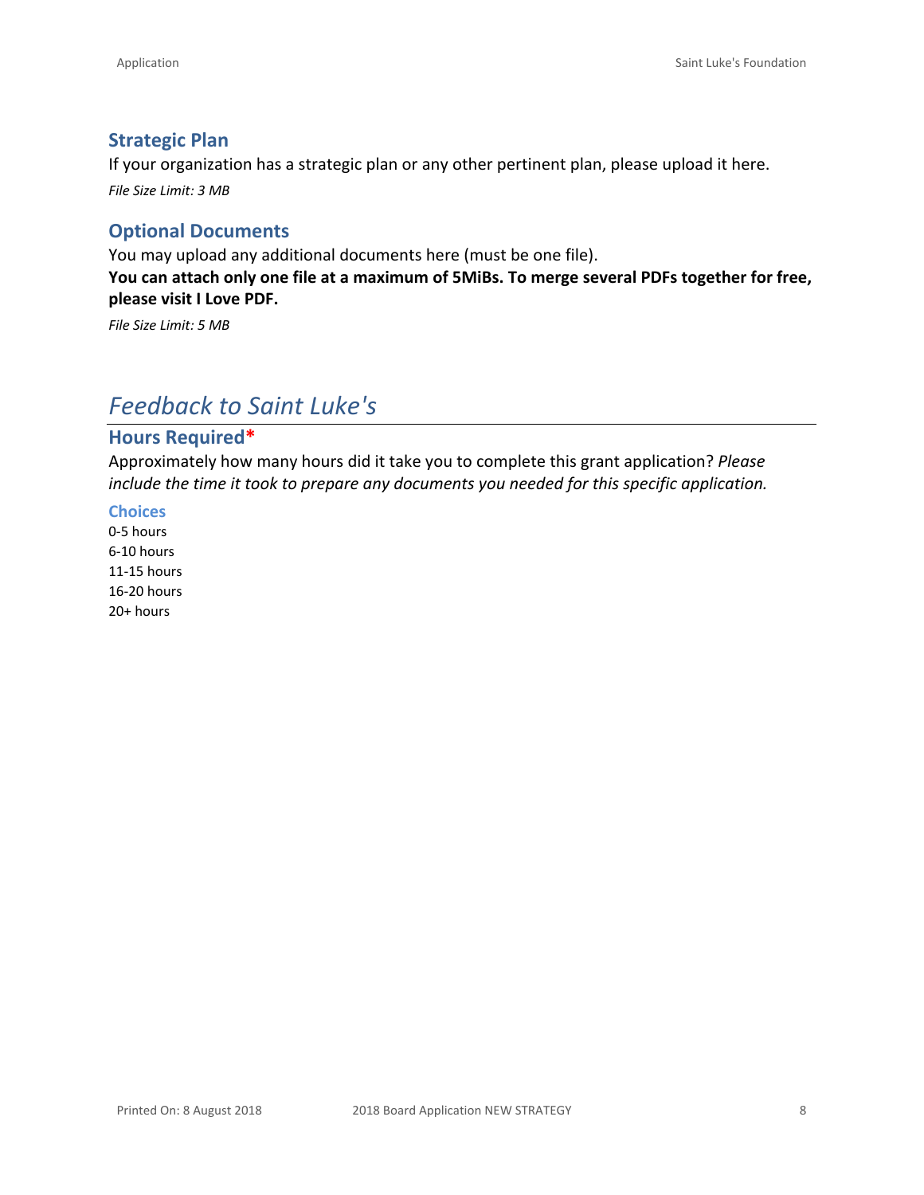### Strategic Plan

If your organization has a strategic plan or any other pertinent plan, please upload it here.

*File Size Limit: 3 MB*

### Optional Documents

You may upload any additional documents here (must be one file).

**You can attach only one file at a maximum of 5MiBs. To merge several PDFs together for free, please visit I Love PDF.**

*File Size Limit: 5 MB*

## *Feedback to Saint Luke's*

### Hours Required*

Approximately how many hours did it take you to complete this grant application? *Please include the time it took to prepare any documents you needed for this specific application.*

#### Choices

0-5 hours
6-10 hours
11-15 hours
16-20 hours
20+ hours